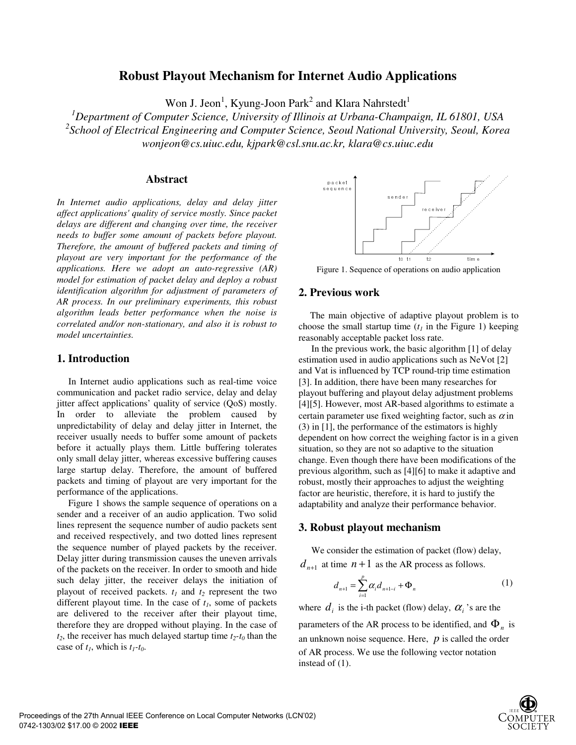# Robust Playout Mechanism for Internet Audio Applications

Won J. Jeon[1], Kyung-Joon Park[2] and Klara Nahrstedt[1]

[1]*Department of Computer Science, University of Illinois at Urbana-Champaign, IL 61801, USA*
[2]*School of Electrical Engineering and Computer Science, Seoul National University, Seoul, Korea*
*wonjeon@cs.uiuc.edu, kjpark@csl.snu.ac.kr, klara@cs.uiuc.edu*

## Abstract

*In Internet audio applications, delay and delay jitter affect applications' quality of service mostly. Since packet delays are different and changing over time, the receiver needs to buffer some amount of packets before playout. Therefore, the amount of buffered packets and timing of playout are very important for the performance of the applications. Here we adopt an auto-regressive (AR) model for estimation of packet delay and deploy a robust identification algorithm for adjustment of parameters of AR process. In our preliminary experiments, this robust algorithm leads better performance when the noise is correlated and/or non-stationary, and also it is robust to model uncertainties.*

## 1. Introduction

In Internet audio applications such as real-time voice communication and packet radio service, delay and delay jitter affect applications' quality of service (QoS) mostly. In order to alleviate the problem caused by unpredictability of delay and delay jitter in Internet, the receiver usually needs to buffer some amount of packets before it actually plays them. Little buffering tolerates only small delay jitter, whereas excessive buffering causes large startup delay. Therefore, the amount of buffered packets and timing of playout are very important for the performance of the applications.

Figure 1 shows the sample sequence of operations on a sender and a receiver of an audio application. Two solid lines represent the sequence number of audio packets sent and received respectively, and two dotted lines represent the sequence number of played packets by the receiver. Delay jitter during transmission causes the uneven arrivals of the packets on the receiver. In order to smooth and hide such delay jitter, the receiver delays the initiation of playout of received packets. $t_1$ and $t_2$ represent the two different playout time. In the case of $t_1$, some of packets are delivered to the receiver after their playout time, therefore they are dropped without playing. In the case of $t_2$, the receiver has much delayed startup time $t_2$-$t_0$ than the case of $t_1$, which is $t_1$-$t_0$.

Figure 1. Sequence of operations on audio application

## 2. Previous work

The main objective of adaptive playout problem is to choose the small startup time ($t_1$ in the Figure 1) keeping reasonably acceptable packet loss rate.

In the previous work, the basic algorithm [1] of delay estimation used in audio applications such as NeVot [2] and Vat is influenced by TCP round-trip time estimation [3]. In addition, there have been many researches for playout buffering and playout delay adjustment problems [4][5]. However, most AR-based algorithms to estimate a certain parameter use fixed weighting factor, such as $\alpha$ in (3) in [1], the performance of the estimators is highly dependent on how correct the weighing factor is in a given situation, so they are not so adaptive to the situation change. Even though there have been modifications of the previous algorithm, such as [4][6] to make it adaptive and robust, mostly their approaches to adjust the weighting factor are heuristic, therefore, it is hard to justify the adaptability and analyze their performance behavior.

## 3. Robust playout mechanism

We consider the estimation of packet (flow) delay, $d_{n+1}$ at time $n+1$ as the AR process as follows.

$$d_{n+1} = \sum_{i=1}^{p} \alpha_i d_{n+1-i} + \Phi_n \tag{1}$$

where $d_i$ is the i-th packet (flow) delay, $\alpha_i$'s are the parameters of the AR process to be identified, and $\Phi_n$ is an unknown noise sequence. Here, $p$ is called the order of AR process. We use the following vector notation instead of (1).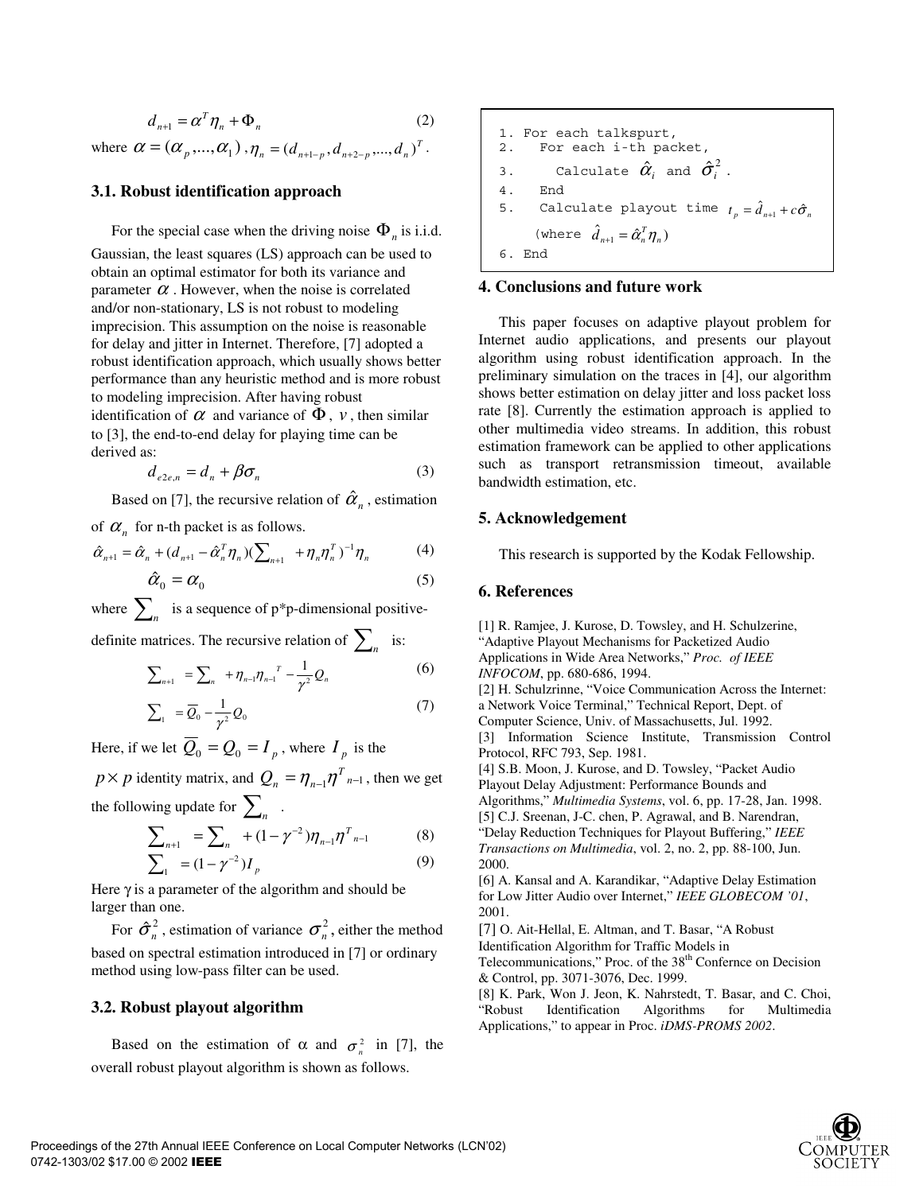$$d_{n+1} = \alpha^T \eta_n + \Phi_n \tag{2}$$

where $\alpha = (\alpha_p, ..., \alpha_1)$, $\eta_n = (d_{n+1-p}, d_{n+2-p}, ..., d_n)^T$.

### 3.1. Robust identification approach

For the special case when the driving noise $\Phi_n$ is i.i.d. Gaussian, the least squares (LS) approach can be used to obtain an optimal estimator for both its variance and parameter $\alpha$. However, when the noise is correlated and/or non-stationary, LS is not robust to modeling imprecision. This assumption on the noise is reasonable for delay and jitter in Internet. Therefore, [7] adopted a robust identification approach, which usually shows better performance than any heuristic method and is more robust to modeling imprecision. After having robust identification of $\alpha$ and variance of $\Phi$, $v$, then similar to [3], the end-to-end delay for playing time can be derived as:

$$d_{e2e,n} = d_n + \beta \sigma_n \tag{3}$$

Based on [7], the recursive relation of $\hat{\alpha}_n$, estimation of $\alpha_n$ for n-th packet is as follows.

$$\hat{\alpha}_{n+1} = \hat{\alpha}_n + (d_{n+1} - \hat{\alpha}_n^T \eta_n)(\sum_{n+1} + \eta_n \eta_n^T)^{-1} \eta_n \tag{4}$$

$$\hat{\alpha}_0 = \alpha_0 \tag{5}$$

where $\sum_n$ is a sequence of p\*p-dimensional positive-definite matrices. The recursive relation of $\sum_n$ is:

$$\sum_{n+1} = \sum_n + \eta_{n-1} \eta_{n-1}{}^T - \frac{1}{\gamma^2} Q_n \tag{6}$$

$$\sum_1 = \overline{Q}_0 - \frac{1}{\gamma^2} Q_0 \tag{7}$$

Here, if we let $\overline{Q}_0 = Q_0 = I_p$, where $I_p$ is the $p \times p$ identity matrix, and $Q_n = \eta_{n-1} \eta^T{}_{n-1}$, then we get the following update for $\sum_n$.

$$\sum_{n+1} = \sum_n + (1 - \gamma^{-2}) \eta_{n-1} \eta^T{}_{n-1} \tag{8}$$

$$\sum_1 = (1 - \gamma^{-2}) I_p \tag{9}$$

Here $\gamma$ is a parameter of the algorithm and should be larger than one.

For $\hat{\sigma}_n^2$, estimation of variance $\sigma_n^2$, either the method based on spectral estimation introduced in [7] or ordinary method using low-pass filter can be used.

### 3.2. Robust playout algorithm

Based on the estimation of $\alpha$ and $\sigma_n^2$ in [7], the overall robust playout algorithm is shown as follows.

```
1. For each talkspurt,
2.   For each i-th packet,
3.     Calculate α̂_i and σ̂_i^2.
4.   End
5.   Calculate playout time t_p = d̂_{n+1} + c σ̂_n
     (where d̂_{n+1} = α̂_n^T η_n)
6. End
```

## 4. Conclusions and future work

This paper focuses on adaptive playout problem for Internet audio applications, and presents our playout algorithm using robust identification approach. In the preliminary simulation on the traces in [4], our algorithm shows better estimation on delay jitter and loss packet loss rate [8]. Currently the estimation approach is applied to other multimedia video streams. In addition, this robust estimation framework can be applied to other applications such as transport retransmission timeout, available bandwidth estimation, etc.

## 5. Acknowledgement

This research is supported by the Kodak Fellowship.

## 6. References

[1] R. Ramjee, J. Kurose, D. Towsley, and H. Schulzerine, "Adaptive Playout Mechanisms for Packetized Audio Applications in Wide Area Networks," *Proc. of IEEE INFOCOM*, pp. 680-686, 1994.

[2] H. Schulzrinne, "Voice Communication Across the Internet: a Network Voice Terminal," Technical Report, Dept. of Computer Science, Univ. of Massachusetts, Jul. 1992.

[3] Information Science Institute, Transmission Control Protocol, RFC 793, Sep. 1981.

[4] S.B. Moon, J. Kurose, and D. Towsley, "Packet Audio Playout Delay Adjustment: Performance Bounds and Algorithms," *Multimedia Systems*, vol. 6, pp. 17-28, Jan. 1998.

[5] C.J. Sreenan, J-C. chen, P. Agrawal, and B. Narendran, "Delay Reduction Techniques for Playout Buffering," *IEEE Transactions on Multimedia*, vol. 2, no. 2, pp. 88-100, Jun. 2000.

[6] A. Kansal and A. Karandikar, "Adaptive Delay Estimation for Low Jitter Audio over Internet," *IEEE GLOBECOM '01*, 2001.

[7] O. Ait-Hellal, E. Altman, and T. Basar, "A Robust Identification Algorithm for Traffic Models in Telecommunications," Proc. of the 38th Confernce on Decision & Control, pp. 3071-3076, Dec. 1999.

[8] K. Park, Won J. Jeon, K. Nahrstedt, T. Basar, and C. Choi, "Robust Identification Algorithms for Multimedia Applications," to appear in Proc. *iDMS-PROMS 2002*.